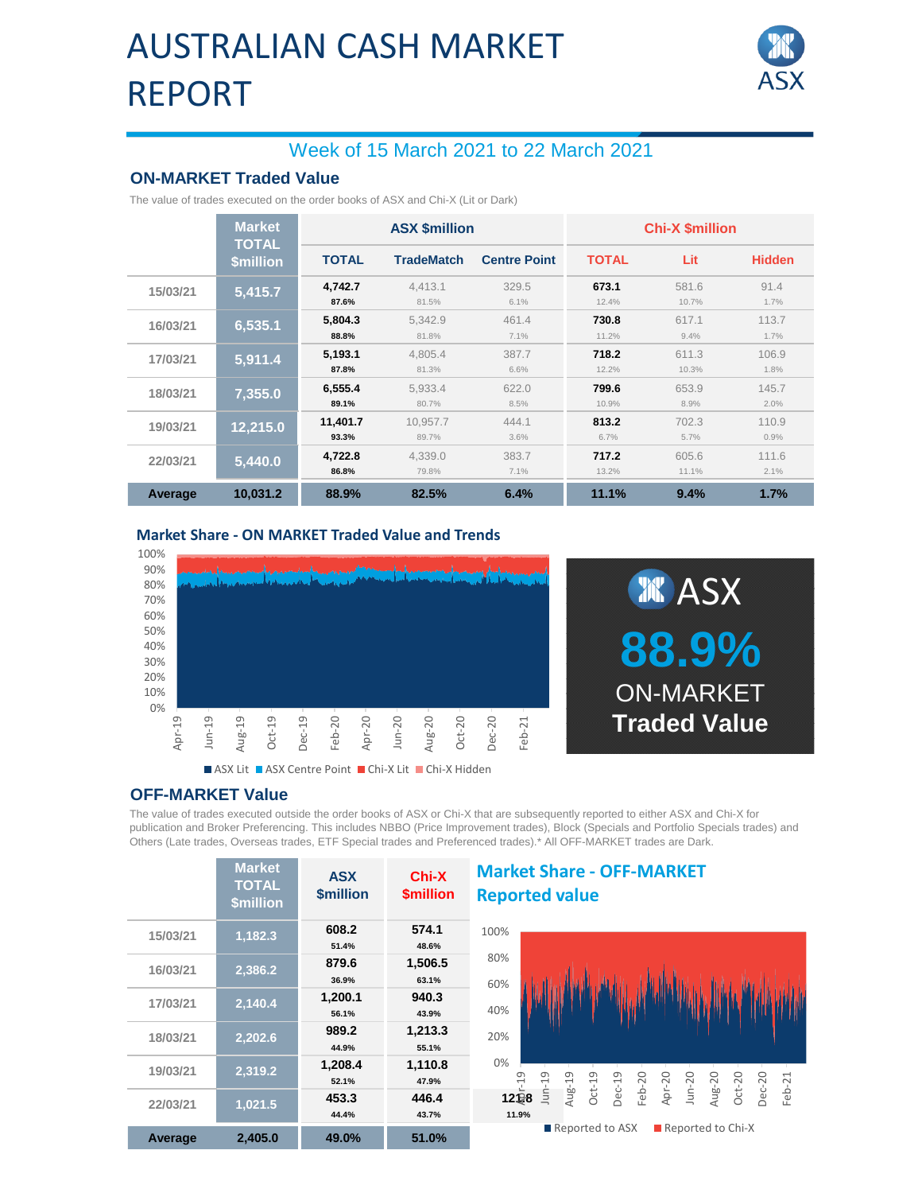# AUSTRALIAN CASH MARKET REPORT

## Week of 15 March 2021 to 22 March 2021

### ON-MARKET Traded Value

The value of trades executed on the order books of ASX and Chi-X (Lit or Dark)

| | Market TOTAL $million | ASX $million | | | Chi-X $million | | |
|---|---|---|---|---|---|---|---|
| | | TOTAL | TradeMatch | Centre Point | TOTAL | Lit | Hidden |
| 15/03/21 | 5,415.7 | 4,742.7<br>87.6% | 4,413.1<br>81.5% | 329.5<br>6.1% | 673.1<br>12.4% | 581.6<br>10.7% | 91.4<br>1.7% |
| 16/03/21 | 6,535.1 | 5,804.3<br>88.8% | 5,342.9<br>81.8% | 461.4<br>7.1% | 730.8<br>11.2% | 617.1<br>9.4% | 113.7<br>1.7% |
| 17/03/21 | 5,911.4 | 5,193.1<br>87.8% | 4,805.4<br>81.3% | 387.7<br>6.6% | 718.2<br>12.2% | 611.3<br>10.3% | 106.9<br>1.8% |
| 18/03/21 | 7,355.0 | 6,555.4<br>89.1% | 5,933.4<br>80.7% | 622.0<br>8.5% | 799.6<br>10.9% | 653.9<br>8.9% | 145.7<br>2.0% |
| 19/03/21 | 12,215.0 | 11,401.7<br>93.3% | 10,957.7<br>89.7% | 444.1<br>3.6% | 813.2<br>6.7% | 702.3<br>5.7% | 110.9<br>0.9% |
| 22/03/21 | 5,440.0 | 4,722.8<br>86.8% | 4,339.0<br>79.8% | 383.7<br>7.1% | 717.2<br>13.2% | 605.6<br>11.1% | 111.6<br>2.1% |
| Average | 10,031.2 | 88.9% | 82.5% | 6.4% | 11.1% | 9.4% | 1.7% |

### Market Share - ON MARKET Traded Value and Trends

ASX 88.9% ON-MARKET Traded Value

### OFF-MARKET Value

The value of trades executed outside the order books of ASX or Chi-X that are subsequently reported to either ASX and Chi-X for publication and Broker Preferencing. This includes NBBO (Price Improvement trades), Block (Specials and Portfolio Specials trades) and Others (Late trades, Overseas trades, ETF Special trades and Preferenced trades).* All OFF-MARKET trades are Dark.

| | Market TOTAL $million | ASX $million | Chi-X $million |
|---|---|---|---|
| 15/03/21 | 1,182.3 | 608.2<br>51.4% | 574.1<br>48.6% |
| 16/03/21 | 2,386.2 | 879.6<br>36.9% | 1,506.5<br>63.1% |
| 17/03/21 | 2,140.4 | 1,200.1<br>56.1% | 940.3<br>43.9% |
| 18/03/21 | 2,202.6 | 989.2<br>44.9% | 1,213.3<br>55.1% |
| 19/03/21 | 2,319.2 | 1,208.4<br>52.1% | 1,110.8<br>47.9% |
| 22/03/21 | 1,021.5 | 453.3<br>44.4% | 446.4<br>43.7% |
| Average | 2,405.0 | 49.0% | 51.0% |

121.8
11.9%

### Market Share - OFF-MARKET Reported value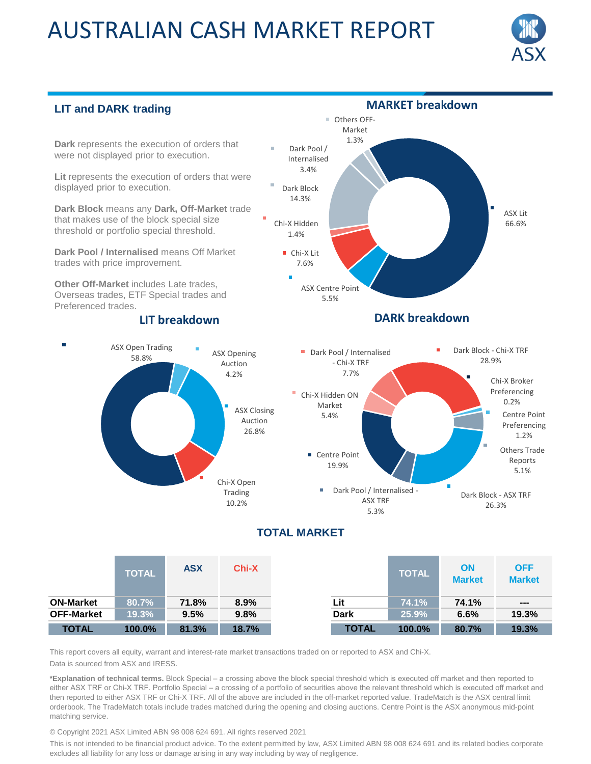# AUSTRALIAN CASH MARKET REPORT

ASX

## LIT and DARK trading

**Dark** represents the execution of orders that were not displayed prior to execution.

**Lit** represents the execution of orders that were displayed prior to execution.

**Dark Block** means any **Dark, Off-Market** trade that makes use of the block special size threshold or portfolio special threshold.

**Dark Pool / Internalised** means Off Market trades with price improvement.

**Other Off-Market** includes Late trades, Overseas trades, ETF Special trades and Preferenced trades.

## MARKET breakdown

Others OFF-Market 1.3%
Dark Pool / Internalised 3.4%
Dark Block 14.3%
Chi-X Hidden 1.4%
Chi-X Lit 7.6%
ASX Centre Point 5.5%
ASX Lit 66.6%

## LIT breakdown

ASX Open Trading 58.8%
ASX Opening Auction 4.2%
ASX Closing Auction 26.8%
Chi-X Open Trading 10.2%

## DARK breakdown

Dark Pool / Internalised - Chi-X TRF 7.7%
Dark Block - Chi-X TRF 28.9%
Chi-X Broker Preferencing 0.2%
Centre Point Preferencing 1.2%
Others Trade Reports 5.1%
Dark Block - ASX TRF 26.3%
Dark Pool / Internalised - ASX TRF 5.3%
Centre Point 19.9%
Chi-X Hidden ON Market 5.4%

## TOTAL MARKET

| | TOTAL | ASX | Chi-X |
|---|---|---|---|
| ON-Market | 80.7% | 71.8% | 8.9% |
| OFF-Market | 19.3% | 9.5% | 9.8% |
| TOTAL | 100.0% | 81.3% | 18.7% |

| | TOTAL | ON Market | OFF Market |
|---|---|---|---|
| Lit | 74.1% | 74.1% | --- |
| Dark | 25.9% | 6.6% | 19.3% |
| TOTAL | 100.0% | 80.7% | 19.3% |

This report covers all equity, warrant and interest-rate market transactions traded on or reported to ASX and Chi-X.

Data is sourced from ASX and IRESS.

***Explanation of technical terms.** Block Special – a crossing above the block special threshold which is executed off market and then reported to either ASX TRF or Chi-X TRF. Portfolio Special – a crossing of a portfolio of securities above the relevant threshold which is executed off market and then reported to either ASX TRF or Chi-X TRF. All of the above are included in the off-market reported value. TradeMatch is the ASX central limit orderbook. The TradeMatch totals include trades matched during the opening and closing auctions. Centre Point is the ASX anonymous mid-point matching service.

© Copyright 2021 ASX Limited ABN 98 008 624 691. All rights reserved 2021

This is not intended to be financial product advice. To the extent permitted by law, ASX Limited ABN 98 008 624 691 and its related bodies corporate excludes all liability for any loss or damage arising in any way including by way of negligence.